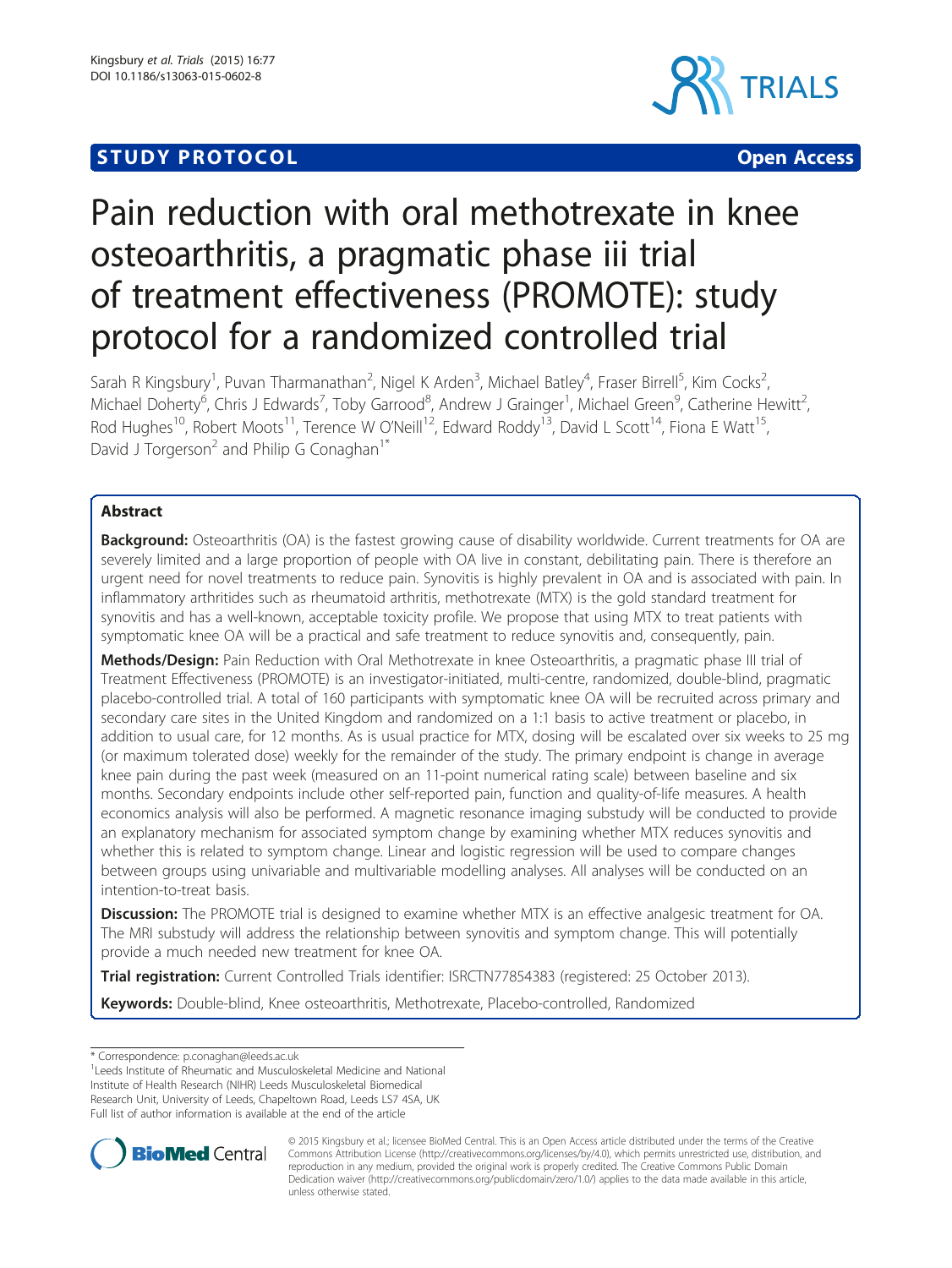**STUDY PROTOCOL** **Open Access**

# Pain reduction with oral methotrexate in knee osteoarthritis, a pragmatic phase iii trial of treatment effectiveness (PROMOTE): study protocol for a randomized controlled trial

Sarah R Kingsbury[1], Puvan Tharmanathan[2], Nigel K Arden[3], Michael Batley[4], Fraser Birrell[5], Kim Cocks[2], Michael Doherty[6], Chris J Edwards[7], Toby Garrood[8], Andrew J Grainger[1], Michael Green[9], Catherine Hewitt[2], Rod Hughes[10], Robert Moots[11], Terence W O'Neill[12], Edward Roddy[13], David L Scott[14], Fiona E Watt[15], David J Torgerson[2] and Philip G Conaghan[1*]

## Abstract

**Background:** Osteoarthritis (OA) is the fastest growing cause of disability worldwide. Current treatments for OA are severely limited and a large proportion of people with OA live in constant, debilitating pain. There is therefore an urgent need for novel treatments to reduce pain. Synovitis is highly prevalent in OA and is associated with pain. In inflammatory arthritides such as rheumatoid arthritis, methotrexate (MTX) is the gold standard treatment for synovitis and has a well-known, acceptable toxicity profile. We propose that using MTX to treat patients with symptomatic knee OA will be a practical and safe treatment to reduce synovitis and, consequently, pain.

**Methods/Design:** Pain Reduction with Oral Methotrexate in knee Osteoarthritis, a pragmatic phase III trial of Treatment Effectiveness (PROMOTE) is an investigator-initiated, multi-centre, randomized, double-blind, pragmatic placebo-controlled trial. A total of 160 participants with symptomatic knee OA will be recruited across primary and secondary care sites in the United Kingdom and randomized on a 1:1 basis to active treatment or placebo, in addition to usual care, for 12 months. As is usual practice for MTX, dosing will be escalated over six weeks to 25 mg (or maximum tolerated dose) weekly for the remainder of the study. The primary endpoint is change in average knee pain during the past week (measured on an 11-point numerical rating scale) between baseline and six months. Secondary endpoints include other self-reported pain, function and quality-of-life measures. A health economics analysis will also be performed. A magnetic resonance imaging substudy will be conducted to provide an explanatory mechanism for associated symptom change by examining whether MTX reduces synovitis and whether this is related to symptom change. Linear and logistic regression will be used to compare changes between groups using univariable and multivariable modelling analyses. All analyses will be conducted on an intention-to-treat basis.

**Discussion:** The PROMOTE trial is designed to examine whether MTX is an effective analgesic treatment for OA. The MRI substudy will address the relationship between synovitis and symptom change. This will potentially provide a much needed new treatment for knee OA.

**Trial registration:** Current Controlled Trials identifier: ISRCTN77854383 (registered: 25 October 2013).

**Keywords:** Double-blind, Knee osteoarthritis, Methotrexate, Placebo-controlled, Randomized

---

* Correspondence: p.conaghan@leeds.ac.uk
[1]Leeds Institute of Rheumatic and Musculoskeletal Medicine and National Institute of Health Research (NIHR) Leeds Musculoskeletal Biomedical Research Unit, University of Leeds, Chapeltown Road, Leeds LS7 4SA, UK
Full list of author information is available at the end of the article

© 2015 Kingsbury et al.; licensee BioMed Central. This is an Open Access article distributed under the terms of the Creative Commons Attribution License (http://creativecommons.org/licenses/by/4.0), which permits unrestricted use, distribution, and reproduction in any medium, provided the original work is properly credited. The Creative Commons Public Domain Dedication waiver (http://creativecommons.org/publicdomain/zero/1.0/) applies to the data made available in this article, unless otherwise stated.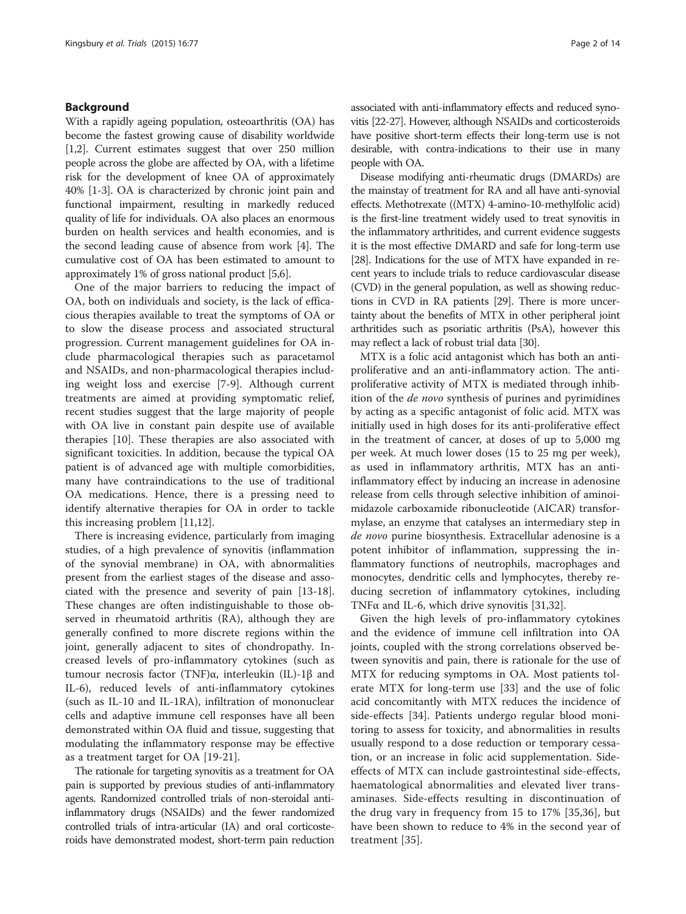## Background

With a rapidly ageing population, osteoarthritis (OA) has become the fastest growing cause of disability worldwide [1,2]. Current estimates suggest that over 250 million people across the globe are affected by OA, with a lifetime risk for the development of knee OA of approximately 40% [1-3]. OA is characterized by chronic joint pain and functional impairment, resulting in markedly reduced quality of life for individuals. OA also places an enormous burden on health services and health economies, and is the second leading cause of absence from work [4]. The cumulative cost of OA has been estimated to amount to approximately 1% of gross national product [5,6].

One of the major barriers to reducing the impact of OA, both on individuals and society, is the lack of efficacious therapies available to treat the symptoms of OA or to slow the disease process and associated structural progression. Current management guidelines for OA include pharmacological therapies such as paracetamol and NSAIDs, and non-pharmacological therapies including weight loss and exercise [7-9]. Although current treatments are aimed at providing symptomatic relief, recent studies suggest that the large majority of people with OA live in constant pain despite use of available therapies [10]. These therapies are also associated with significant toxicities. In addition, because the typical OA patient is of advanced age with multiple comorbidities, many have contraindications to the use of traditional OA medications. Hence, there is a pressing need to identify alternative therapies for OA in order to tackle this increasing problem [11,12].

There is increasing evidence, particularly from imaging studies, of a high prevalence of synovitis (inflammation of the synovial membrane) in OA, with abnormalities present from the earliest stages of the disease and associated with the presence and severity of pain [13-18]. These changes are often indistinguishable to those observed in rheumatoid arthritis (RA), although they are generally confined to more discrete regions within the joint, generally adjacent to sites of chondropathy. Increased levels of pro-inflammatory cytokines (such as tumour necrosis factor (TNF)α, interleukin (IL)-1β and IL-6), reduced levels of anti-inflammatory cytokines (such as IL-10 and IL-1RA), infiltration of mononuclear cells and adaptive immune cell responses have all been demonstrated within OA fluid and tissue, suggesting that modulating the inflammatory response may be effective as a treatment target for OA [19-21].

The rationale for targeting synovitis as a treatment for OA pain is supported by previous studies of anti-inflammatory agents. Randomized controlled trials of non-steroidal anti-inflammatory drugs (NSAIDs) and the fewer randomized controlled trials of intra-articular (IA) and oral corticosteroids have demonstrated modest, short-term pain reduction associated with anti-inflammatory effects and reduced synovitis [22-27]. However, although NSAIDs and corticosteroids have positive short-term effects their long-term use is not desirable, with contra-indications to their use in many people with OA.

Disease modifying anti-rheumatic drugs (DMARDs) are the mainstay of treatment for RA and all have anti-synovial effects. Methotrexate ((MTX) 4-amino-10-methylfolic acid) is the first-line treatment widely used to treat synovitis in the inflammatory arthritides, and current evidence suggests it is the most effective DMARD and safe for long-term use [28]. Indications for the use of MTX have expanded in recent years to include trials to reduce cardiovascular disease (CVD) in the general population, as well as showing reductions in CVD in RA patients [29]. There is more uncertainty about the benefits of MTX in other peripheral joint arthritides such as psoriatic arthritis (PsA), however this may reflect a lack of robust trial data [30].

MTX is a folic acid antagonist which has both an anti-proliferative and an anti-inflammatory action. The anti-proliferative activity of MTX is mediated through inhibition of the *de novo* synthesis of purines and pyrimidines by acting as a specific antagonist of folic acid. MTX was initially used in high doses for its anti-proliferative effect in the treatment of cancer, at doses of up to 5,000 mg per week. At much lower doses (15 to 25 mg per week), as used in inflammatory arthritis, MTX has an anti-inflammatory effect by inducing an increase in adenosine release from cells through selective inhibition of aminoimidazole carboxamide ribonucleotide (AICAR) transformylase, an enzyme that catalyses an intermediary step in *de novo* purine biosynthesis. Extracellular adenosine is a potent inhibitor of inflammation, suppressing the inflammatory functions of neutrophils, macrophages and monocytes, dendritic cells and lymphocytes, thereby reducing secretion of inflammatory cytokines, including TNFα and IL-6, which drive synovitis [31,32].

Given the high levels of pro-inflammatory cytokines and the evidence of immune cell infiltration into OA joints, coupled with the strong correlations observed between synovitis and pain, there is rationale for the use of MTX for reducing symptoms in OA. Most patients tolerate MTX for long-term use [33] and the use of folic acid concomitantly with MTX reduces the incidence of side-effects [34]. Patients undergo regular blood monitoring to assess for toxicity, and abnormalities in results usually respond to a dose reduction or temporary cessation, or an increase in folic acid supplementation. Side-effects of MTX can include gastrointestinal side-effects, haematological abnormalities and elevated liver transaminases. Side-effects resulting in discontinuation of the drug vary in frequency from 15 to 17% [35,36], but have been shown to reduce to 4% in the second year of treatment [35].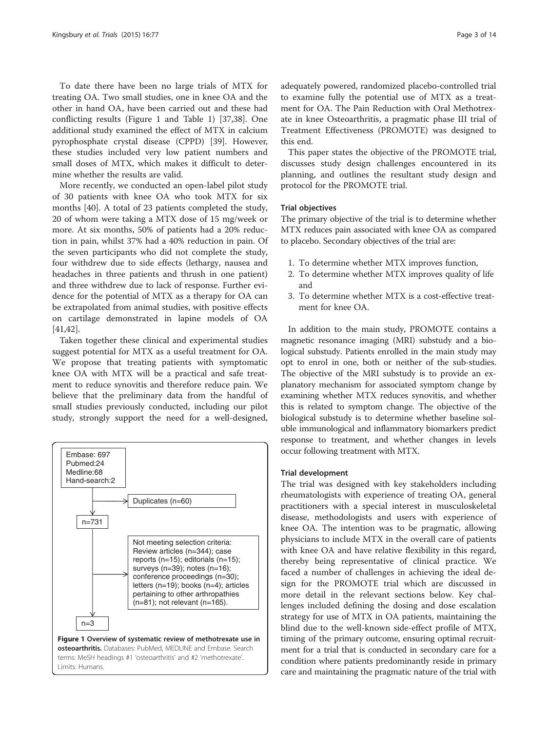To date there have been no large trials of MTX for treating OA. Two small studies, one in knee OA and the other in hand OA, have been carried out and these had conflicting results (Figure 1 and Table 1) [37,38]. One additional study examined the effect of MTX in calcium pyrophosphate crystal disease (CPPD) [39]. However, these studies included very low patient numbers and small doses of MTX, which makes it difficult to determine whether the results are valid.

More recently, we conducted an open-label pilot study of 30 patients with knee OA who took MTX for six months [40]. A total of 23 patients completed the study, 20 of whom were taking a MTX dose of 15 mg/week or more. At six months, 50% of patients had a 20% reduction in pain, whilst 37% had a 40% reduction in pain. Of the seven participants who did not complete the study, four withdrew due to side effects (lethargy, nausea and headaches in three patients and thrush in one patient) and three withdrew due to lack of response. Further evidence for the potential of MTX as a therapy for OA can be extrapolated from animal studies, with positive effects on cartilage demonstrated in lapine models of OA [41,42].

Taken together these clinical and experimental studies suggest potential for MTX as a useful treatment for OA. We propose that treating patients with symptomatic knee OA with MTX will be a practical and safe treatment to reduce synovitis and therefore reduce pain. We believe that the preliminary data from the handful of small studies previously conducted, including our pilot study, strongly support the need for a well-designed, adequately powered, randomized placebo-controlled trial to examine fully the potential use of MTX as a treatment for OA. The Pain Reduction with Oral Methotrexate in knee Osteoarthritis, a pragmatic phase III trial of Treatment Effectiveness (PROMOTE) was designed to this end.

Embase: 697
Pubmed:24
Medline:68
Hand-search:2

Duplicates (n=60)

n=731

Not meeting selection criteria: Review articles (n=344); case reports (n=15); editorials (n=15); surveys (n=39); notes (n=16); conference proceedings (n=30); letters (n=19); books (n=4); articles pertaining to other arthropathies (n=81); not relevant (n=165).

n=3

**Figure 1 Overview of systematic review of methotrexate use in osteoarthritis.** Databases: PubMed, MEDLINE and Embase. Search terms: MeSH headings #1 'osteoarthritis' and #2 'methotrexate'. Limits: Humans.

This paper states the objective of the PROMOTE trial, discusses study design challenges encountered in its planning, and outlines the resultant study design and protocol for the PROMOTE trial.

### Trial objectives

The primary objective of the trial is to determine whether MTX reduces pain associated with knee OA as compared to placebo. Secondary objectives of the trial are:

1. To determine whether MTX improves function,
2. To determine whether MTX improves quality of life and
3. To determine whether MTX is a cost-effective treatment for knee OA.

In addition to the main study, PROMOTE contains a magnetic resonance imaging (MRI) substudy and a biological substudy. Patients enrolled in the main study may opt to enrol in one, both or neither of the sub-studies. The objective of the MRI substudy is to provide an explanatory mechanism for associated symptom change by examining whether MTX reduces synovitis, and whether this is related to symptom change. The objective of the biological substudy is to determine whether baseline soluble immunological and inflammatory biomarkers predict response to treatment, and whether changes in levels occur following treatment with MTX.

### Trial development

The trial was designed with key stakeholders including rheumatologists with experience of treating OA, general practitioners with a special interest in musculoskeletal disease, methodologists and users with experience of knee OA. The intention was to be pragmatic, allowing physicians to include MTX in the overall care of patients with knee OA and have relative flexibility in this regard, thereby being representative of clinical practice. We faced a number of challenges in achieving the ideal design for the PROMOTE trial which are discussed in more detail in the relevant sections below. Key challenges included defining the dosing and dose escalation strategy for use of MTX in OA patients, maintaining the blind due to the well-known side-effect profile of MTX, timing of the primary outcome, ensuring optimal recruitment for a trial that is conducted in secondary care for a condition where patients predominantly reside in primary care and maintaining the pragmatic nature of the trial with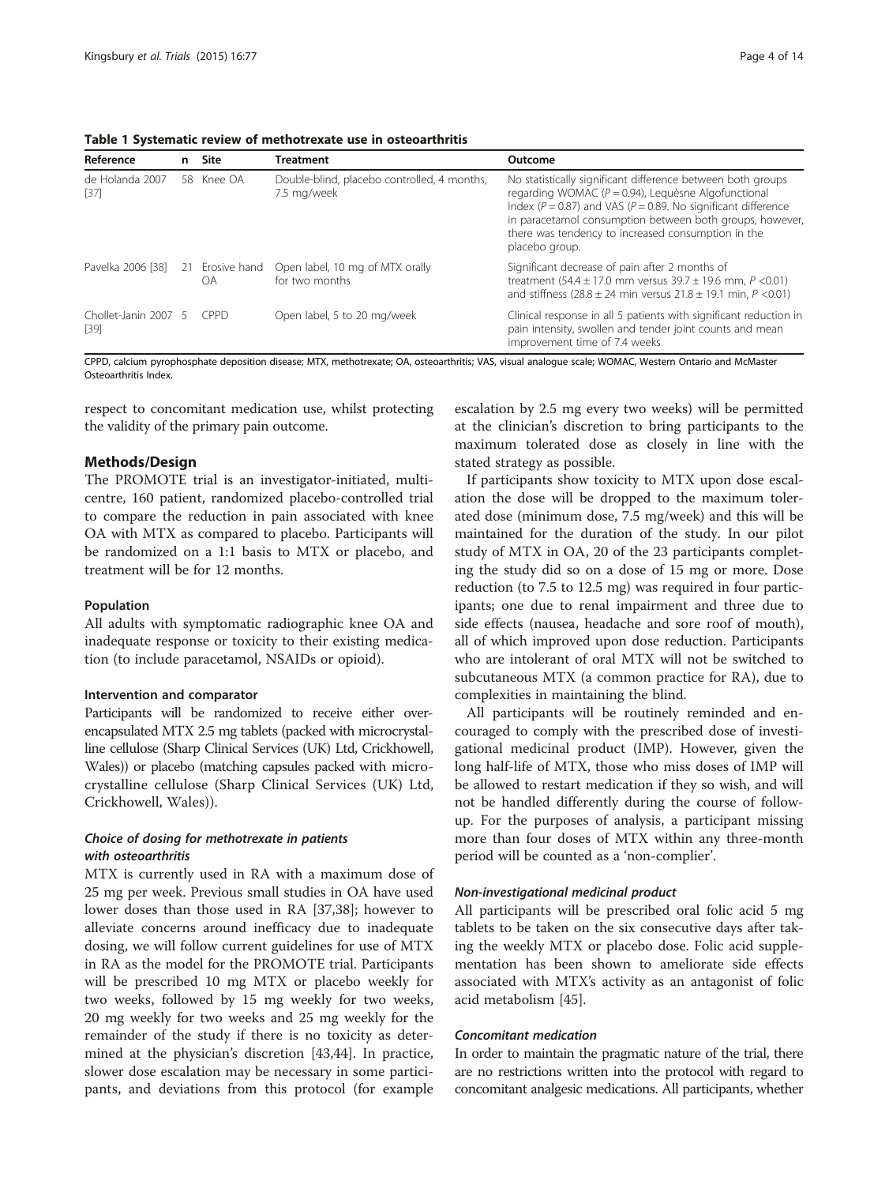**Table 1 Systematic review of methotrexate use in osteoarthritis**

| Reference | n | Site | Treatment | Outcome |
|---|---|---|---|---|
| de Holanda 2007 [37] | 58 | Knee OA | Double-blind, placebo controlled, 4 months, 7.5 mg/week | No statistically significant difference between both groups regarding WOMAC ($P = 0.94$), Lequèsne Algofunctional Index ($P = 0.87$) and VAS ($P = 0.89$). No significant difference in paracetamol consumption between both groups, however, there was tendency to increased consumption in the placebo group. |
| Pavelka 2006 [38] | 21 | Erosive hand OA | Open label, 10 mg of MTX orally for two months | Significant decrease of pain after 2 months of treatment (54.4 ± 17.0 mm versus 39.7 ± 19.6 mm, $P < 0.01$) and stiffness (28.8 ± 24 min versus 21.8 ± 19.1 min, $P < 0.01$) |
| Chollet-Janin 2007 [39] | 5 | CPPD | Open label, 5 to 20 mg/week | Clinical response in all 5 patients with significant reduction in pain intensity, swollen and tender joint counts and mean improvement time of 7.4 weeks |

CPPD, calcium pyrophosphate deposition disease; MTX, methotrexate; OA, osteoarthritis; VAS, visual analogue scale; WOMAC, Western Ontario and McMaster Osteoarthritis Index.

respect to concomitant medication use, whilst protecting the validity of the primary pain outcome.

## Methods/Design

The PROMOTE trial is an investigator-initiated, multicentre, 160 patient, randomized placebo-controlled trial to compare the reduction in pain associated with knee OA with MTX as compared to placebo. Participants will be randomized on a 1:1 basis to MTX or placebo, and treatment will be for 12 months.

### Population

All adults with symptomatic radiographic knee OA and inadequate response or toxicity to their existing medication (to include paracetamol, NSAIDs or opioid).

### Intervention and comparator

Participants will be randomized to receive either over-encapsulated MTX 2.5 mg tablets (packed with microcrystalline cellulose (Sharp Clinical Services (UK) Ltd, Crickhowell, Wales)) or placebo (matching capsules packed with microcrystalline cellulose (Sharp Clinical Services (UK) Ltd, Crickhowell, Wales)).

#### *Choice of dosing for methotrexate in patients with osteoarthritis*

MTX is currently used in RA with a maximum dose of 25 mg per week. Previous small studies in OA have used lower doses than those used in RA [37,38]; however to alleviate concerns around inefficacy due to inadequate dosing, we will follow current guidelines for use of MTX in RA as the model for the PROMOTE trial. Participants will be prescribed 10 mg MTX or placebo weekly for two weeks, followed by 15 mg weekly for two weeks, 20 mg weekly for two weeks and 25 mg weekly for the remainder of the study if there is no toxicity as determined at the physician's discretion [43,44]. In practice, slower dose escalation may be necessary in some participants, and deviations from this protocol (for example escalation by 2.5 mg every two weeks) will be permitted at the clinician's discretion to bring participants to the maximum tolerated dose as closely in line with the stated strategy as possible.

If participants show toxicity to MTX upon dose escalation the dose will be dropped to the maximum tolerated dose (minimum dose, 7.5 mg/week) and this will be maintained for the duration of the study. In our pilot study of MTX in OA, 20 of the 23 participants completing the study did so on a dose of 15 mg or more. Dose reduction (to 7.5 to 12.5 mg) was required in four participants; one due to renal impairment and three due to side effects (nausea, headache and sore roof of mouth), all of which improved upon dose reduction. Participants who are intolerant of oral MTX will not be switched to subcutaneous MTX (a common practice for RA), due to complexities in maintaining the blind.

All participants will be routinely reminded and encouraged to comply with the prescribed dose of investigational medicinal product (IMP). However, given the long half-life of MTX, those who miss doses of IMP will be allowed to restart medication if they so wish, and will not be handled differently during the course of follow-up. For the purposes of analysis, a participant missing more than four doses of MTX within any three-month period will be counted as a 'non-complier'.

#### *Non-investigational medicinal product*

All participants will be prescribed oral folic acid 5 mg tablets to be taken on the six consecutive days after taking the weekly MTX or placebo dose. Folic acid supplementation has been shown to ameliorate side effects associated with MTX's activity as an antagonist of folic acid metabolism [45].

#### *Concomitant medication*

In order to maintain the pragmatic nature of the trial, there are no restrictions written into the protocol with regard to concomitant analgesic medications. All participants, whether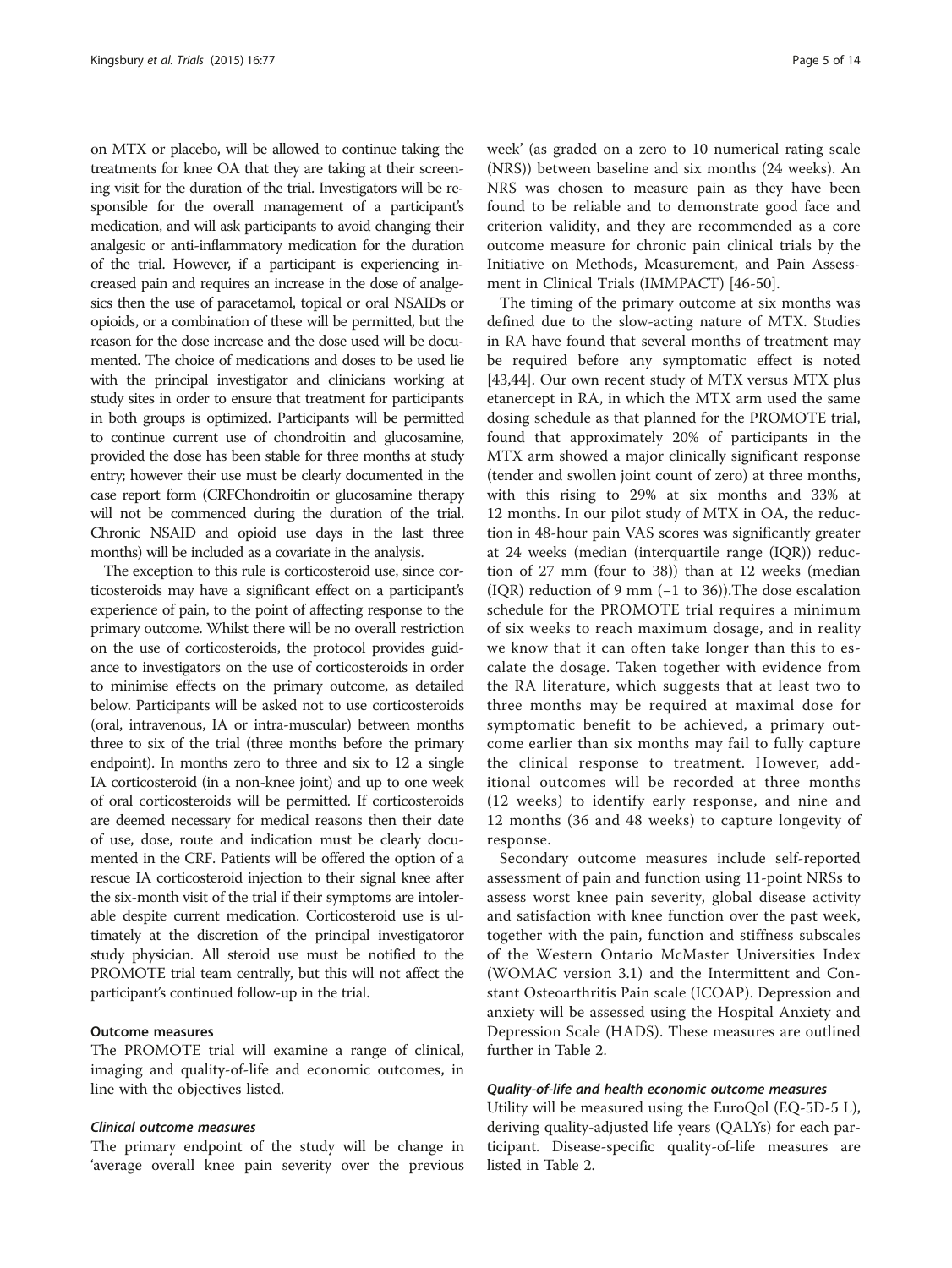on MTX or placebo, will be allowed to continue taking the treatments for knee OA that they are taking at their screening visit for the duration of the trial. Investigators will be responsible for the overall management of a participant's medication, and will ask participants to avoid changing their analgesic or anti-inflammatory medication for the duration of the trial. However, if a participant is experiencing increased pain and requires an increase in the dose of analgesics then the use of paracetamol, topical or oral NSAIDs or opioids, or a combination of these will be permitted, but the reason for the dose increase and the dose used will be documented. The choice of medications and doses to be used lie with the principal investigator and clinicians working at study sites in order to ensure that treatment for participants in both groups is optimized. Participants will be permitted to continue current use of chondroitin and glucosamine, provided the dose has been stable for three months at study entry; however their use must be clearly documented in the case report form (CRFChondroitin or glucosamine therapy will not be commenced during the duration of the trial. Chronic NSAID and opioid use days in the last three months) will be included as a covariate in the analysis.

The exception to this rule is corticosteroid use, since corticosteroids may have a significant effect on a participant's experience of pain, to the point of affecting response to the primary outcome. Whilst there will be no overall restriction on the use of corticosteroids, the protocol provides guidance to investigators on the use of corticosteroids in order to minimise effects on the primary outcome, as detailed below. Participants will be asked not to use corticosteroids (oral, intravenous, IA or intra-muscular) between months three to six of the trial (three months before the primary endpoint). In months zero to three and six to 12 a single IA corticosteroid (in a non-knee joint) and up to one week of oral corticosteroids will be permitted. If corticosteroids are deemed necessary for medical reasons then their date of use, dose, route and indication must be clearly documented in the CRF. Patients will be offered the option of a rescue IA corticosteroid injection to their signal knee after the six-month visit of the trial if their symptoms are intolerable despite current medication. Corticosteroid use is ultimately at the discretion of the principal investigatoror study physician. All steroid use must be notified to the PROMOTE trial team centrally, but this will not affect the participant's continued follow-up in the trial.

#### Outcome measures

The PROMOTE trial will examine a range of clinical, imaging and quality-of-life and economic outcomes, in line with the objectives listed.

##### *Clinical outcome measures*

The primary endpoint of the study will be change in 'average overall knee pain severity over the previous week' (as graded on a zero to 10 numerical rating scale (NRS)) between baseline and six months (24 weeks). An NRS was chosen to measure pain as they have been found to be reliable and to demonstrate good face and criterion validity, and they are recommended as a core outcome measure for chronic pain clinical trials by the Initiative on Methods, Measurement, and Pain Assessment in Clinical Trials (IMMPACT) [46-50].

The timing of the primary outcome at six months was defined due to the slow-acting nature of MTX. Studies in RA have found that several months of treatment may be required before any symptomatic effect is noted [43,44]. Our own recent study of MTX versus MTX plus etanercept in RA, in which the MTX arm used the same dosing schedule as that planned for the PROMOTE trial, found that approximately 20% of participants in the MTX arm showed a major clinically significant response (tender and swollen joint count of zero) at three months, with this rising to 29% at six months and 33% at 12 months. In our pilot study of MTX in OA, the reduction in 48-hour pain VAS scores was significantly greater at 24 weeks (median (interquartile range (IQR)) reduction of 27 mm (four to 38)) than at 12 weeks (median (IQR) reduction of 9 mm (−1 to 36)).The dose escalation schedule for the PROMOTE trial requires a minimum of six weeks to reach maximum dosage, and in reality we know that it can often take longer than this to escalate the dosage. Taken together with evidence from the RA literature, which suggests that at least two to three months may be required at maximal dose for symptomatic benefit to be achieved, a primary outcome earlier than six months may fail to fully capture the clinical response to treatment. However, additional outcomes will be recorded at three months (12 weeks) to identify early response, and nine and 12 months (36 and 48 weeks) to capture longevity of response.

Secondary outcome measures include self-reported assessment of pain and function using 11-point NRSs to assess worst knee pain severity, global disease activity and satisfaction with knee function over the past week, together with the pain, function and stiffness subscales of the Western Ontario McMaster Universities Index (WOMAC version 3.1) and the Intermittent and Constant Osteoarthritis Pain scale (ICOAP). Depression and anxiety will be assessed using the Hospital Anxiety and Depression Scale (HADS). These measures are outlined further in Table 2.

##### *Quality-of-life and health economic outcome measures*

Utility will be measured using the EuroQol (EQ-5D-5 L), deriving quality-adjusted life years (QALYs) for each participant. Disease-specific quality-of-life measures are listed in Table 2.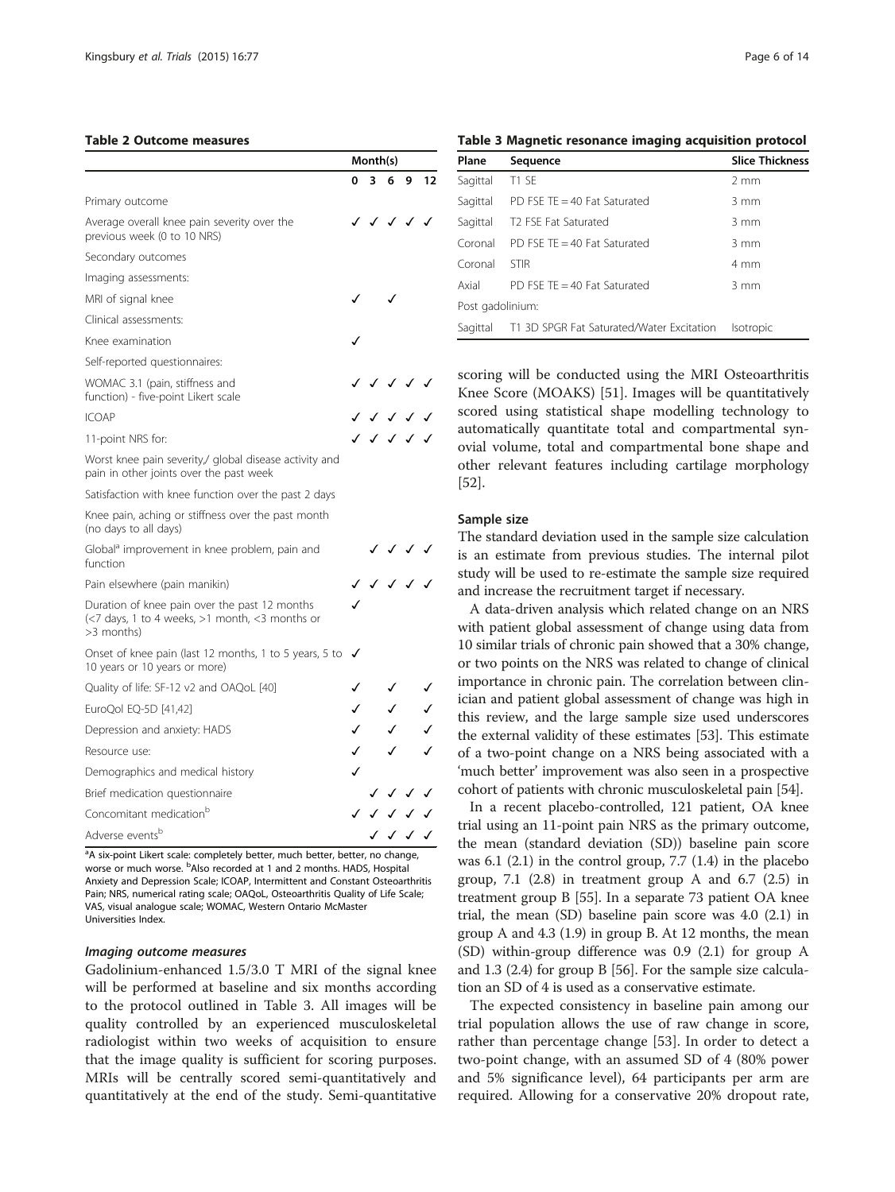**Table 2 Outcome measures**

| | Month(s) | | | | |
|---|---|---|---|---|---|
| | 0 | 3 | 6 | 9 | 12 |
| Primary outcome | | | | | |
| Average overall knee pain severity over the previous week (0 to 10 NRS) | ✓ | ✓ | ✓ | ✓ | ✓ |
| Secondary outcomes | | | | | |
| Imaging assessments: | | | | | |
| MRI of signal knee | ✓ | | ✓ | | |
| Clinical assessments: | | | | | |
| Knee examination | ✓ | | | | |
| Self-reported questionnaires: | | | | | |
| WOMAC 3.1 (pain, stiffness and function) - five-point Likert scale | ✓ | ✓ | ✓ | ✓ | ✓ |
| ICOAP | ✓ | ✓ | ✓ | ✓ | ✓ |
| 11-point NRS for: | ✓ | ✓ | ✓ | ✓ | ✓ |
| Worst knee pain severity,/ global disease activity and pain in other joints over the past week | | | | | |
| Satisfaction with knee function over the past 2 days | | | | | |
| Knee pain, aching or stiffness over the past month (no days to all days) | | | | | |
| Global[a] improvement in knee problem, pain and function | | ✓ | ✓ | ✓ | ✓ |
| Pain elsewhere (pain manikin) | ✓ | ✓ | ✓ | ✓ | ✓ |
| Duration of knee pain over the past 12 months (<7 days, 1 to 4 weeks, >1 month, <3 months or >3 months) | ✓ | | | | |
| Onset of knee pain (last 12 months, 1 to 5 years, 5 to 10 years or 10 years or more) | ✓ | | | | |
| Quality of life: SF-12 v2 and OAQoL [40] | ✓ | | ✓ | | ✓ |
| EuroQol EQ-5D [41,42] | ✓ | | ✓ | | ✓ |
| Depression and anxiety: HADS | ✓ | | ✓ | | ✓ |
| Resource use: | ✓ | | ✓ | | ✓ |
| Demographics and medical history | ✓ | | | | |
| Brief medication questionnaire | | ✓ | ✓ | ✓ | ✓ |
| Concomitant medication[b] | ✓ | ✓ | ✓ | ✓ | ✓ |
| Adverse events[b] | | ✓ | ✓ | ✓ | ✓ |

[a]A six-point Likert scale: completely better, much better, better, no change, worse or much worse. [b]Also recorded at 1 and 2 months. HADS, Hospital Anxiety and Depression Scale; ICOAP, Intermittent and Constant Osteoarthritis Pain; NRS, numerical rating scale; OAQoL, Osteoarthritis Quality of Life Scale; VAS, visual analogue scale; WOMAC, Western Ontario McMaster Universities Index.

### *Imaging outcome measures*

Gadolinium-enhanced 1.5/3.0 T MRI of the signal knee will be performed at baseline and six months according to the protocol outlined in Table 3. All images will be quality controlled by an experienced musculoskeletal radiologist within two weeks of acquisition to ensure that the image quality is sufficient for scoring purposes. MRIs will be centrally scored semi-quantitatively and quantitatively at the end of the study. Semi-quantitative scoring will be conducted using the MRI Osteoarthritis Knee Score (MOAKS) [51]. Images will be quantitatively scored using statistical shape modelling technology to automatically quantitate total and compartmental synovial volume, total and compartmental bone shape and other relevant features including cartilage morphology [52].

**Table 3 Magnetic resonance imaging acquisition protocol**

| Plane | Sequence | Slice Thickness |
|---|---|---|
| Sagittal | T1 SE | 2 mm |
| Sagittal | PD FSE TE = 40 Fat Saturated | 3 mm |
| Sagittal | T2 FSE Fat Saturated | 3 mm |
| Coronal | PD FSE TE = 40 Fat Saturated | 3 mm |
| Coronal | STIR | 4 mm |
| Axial | PD FSE TE = 40 Fat Saturated | 3 mm |
| Post gadolinium: | | |
| Sagittal | T1 3D SPGR Fat Saturated/Water Excitation | Isotropic |

### Sample size

The standard deviation used in the sample size calculation is an estimate from previous studies. The internal pilot study will be used to re-estimate the sample size required and increase the recruitment target if necessary.

A data-driven analysis which related change on an NRS with patient global assessment of change using data from 10 similar trials of chronic pain showed that a 30% change, or two points on the NRS was related to change of clinical importance in chronic pain. The correlation between clinician and patient global assessment of change was high in this review, and the large sample size used underscores the external validity of these estimates [53]. This estimate of a two-point change on a NRS being associated with a 'much better' improvement was also seen in a prospective cohort of patients with chronic musculoskeletal pain [54].

In a recent placebo-controlled, 121 patient, OA knee trial using an 11-point pain NRS as the primary outcome, the mean (standard deviation (SD)) baseline pain score was 6.1 (2.1) in the control group, 7.7 (1.4) in the placebo group, 7.1 (2.8) in treatment group A and 6.7 (2.5) in treatment group B [55]. In a separate 73 patient OA knee trial, the mean (SD) baseline pain score was 4.0 (2.1) in group A and 4.3 (1.9) in group B. At 12 months, the mean (SD) within-group difference was 0.9 (2.1) for group A and 1.3 (2.4) for group B [56]. For the sample size calculation an SD of 4 is used as a conservative estimate.

The expected consistency in baseline pain among our trial population allows the use of raw change in score, rather than percentage change [53]. In order to detect a two-point change, with an assumed SD of 4 (80% power and 5% significance level), 64 participants per arm are required. Allowing for a conservative 20% dropout rate,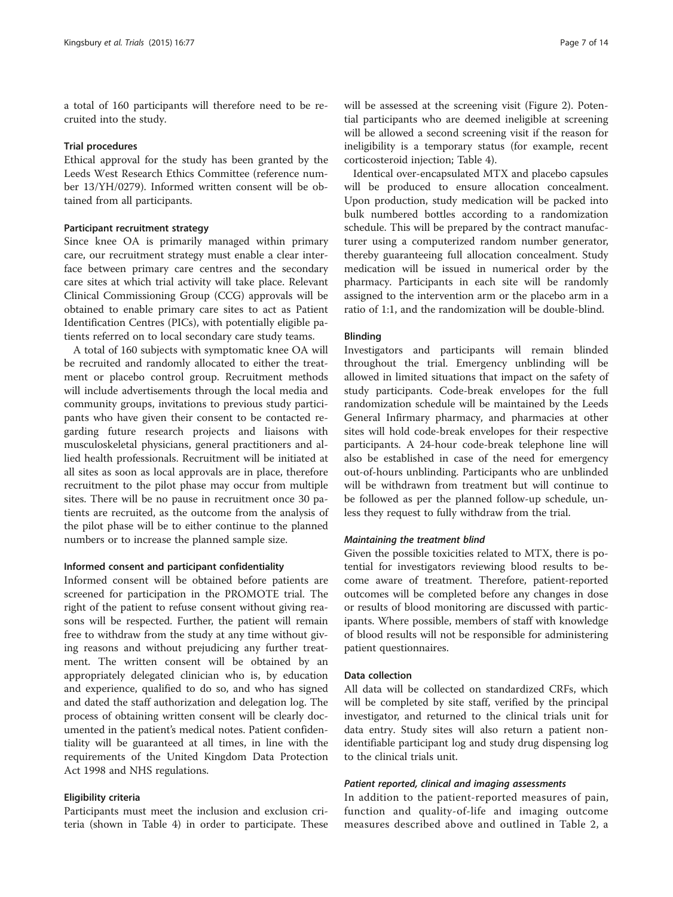a total of 160 participants will therefore need to be recruited into the study.

### Trial procedures

Ethical approval for the study has been granted by the Leeds West Research Ethics Committee (reference number 13/YH/0279). Informed written consent will be obtained from all participants.

### Participant recruitment strategy

Since knee OA is primarily managed within primary care, our recruitment strategy must enable a clear interface between primary care centres and the secondary care sites at which trial activity will take place. Relevant Clinical Commissioning Group (CCG) approvals will be obtained to enable primary care sites to act as Patient Identification Centres (PICs), with potentially eligible patients referred on to local secondary care study teams.

A total of 160 subjects with symptomatic knee OA will be recruited and randomly allocated to either the treatment or placebo control group. Recruitment methods will include advertisements through the local media and community groups, invitations to previous study participants who have given their consent to be contacted regarding future research projects and liaisons with musculoskeletal physicians, general practitioners and allied health professionals. Recruitment will be initiated at all sites as soon as local approvals are in place, therefore recruitment to the pilot phase may occur from multiple sites. There will be no pause in recruitment once 30 patients are recruited, as the outcome from the analysis of the pilot phase will be to either continue to the planned numbers or to increase the planned sample size.

### Informed consent and participant confidentiality

Informed consent will be obtained before patients are screened for participation in the PROMOTE trial. The right of the patient to refuse consent without giving reasons will be respected. Further, the patient will remain free to withdraw from the study at any time without giving reasons and without prejudicing any further treatment. The written consent will be obtained by an appropriately delegated clinician who is, by education and experience, qualified to do so, and who has signed and dated the staff authorization and delegation log. The process of obtaining written consent will be clearly documented in the patient's medical notes. Patient confidentiality will be guaranteed at all times, in line with the requirements of the United Kingdom Data Protection Act 1998 and NHS regulations.

### Eligibility criteria

Participants must meet the inclusion and exclusion criteria (shown in Table 4) in order to participate. These will be assessed at the screening visit (Figure 2). Potential participants who are deemed ineligible at screening will be allowed a second screening visit if the reason for ineligibility is a temporary status (for example, recent corticosteroid injection; Table 4).

Identical over-encapsulated MTX and placebo capsules will be produced to ensure allocation concealment. Upon production, study medication will be packed into bulk numbered bottles according to a randomization schedule. This will be prepared by the contract manufacturer using a computerized random number generator, thereby guaranteeing full allocation concealment. Study medication will be issued in numerical order by the pharmacy. Participants in each site will be randomly assigned to the intervention arm or the placebo arm in a ratio of 1:1, and the randomization will be double-blind.

### Blinding

Investigators and participants will remain blinded throughout the trial. Emergency unblinding will be allowed in limited situations that impact on the safety of study participants. Code-break envelopes for the full randomization schedule will be maintained by the Leeds General Infirmary pharmacy, and pharmacies at other sites will hold code-break envelopes for their respective participants. A 24-hour code-break telephone line will also be established in case of the need for emergency out-of-hours unblinding. Participants who are unblinded will be withdrawn from treatment but will continue to be followed as per the planned follow-up schedule, unless they request to fully withdraw from the trial.

#### *Maintaining the treatment blind*

Given the possible toxicities related to MTX, there is potential for investigators reviewing blood results to become aware of treatment. Therefore, patient-reported outcomes will be completed before any changes in dose or results of blood monitoring are discussed with participants. Where possible, members of staff with knowledge of blood results will not be responsible for administering patient questionnaires.

### Data collection

All data will be collected on standardized CRFs, which will be completed by site staff, verified by the principal investigator, and returned to the clinical trials unit for data entry. Study sites will also return a patient non-identifiable participant log and study drug dispensing log to the clinical trials unit.

#### *Patient reported, clinical and imaging assessments*

In addition to the patient-reported measures of pain, function and quality-of-life and imaging outcome measures described above and outlined in Table 2, a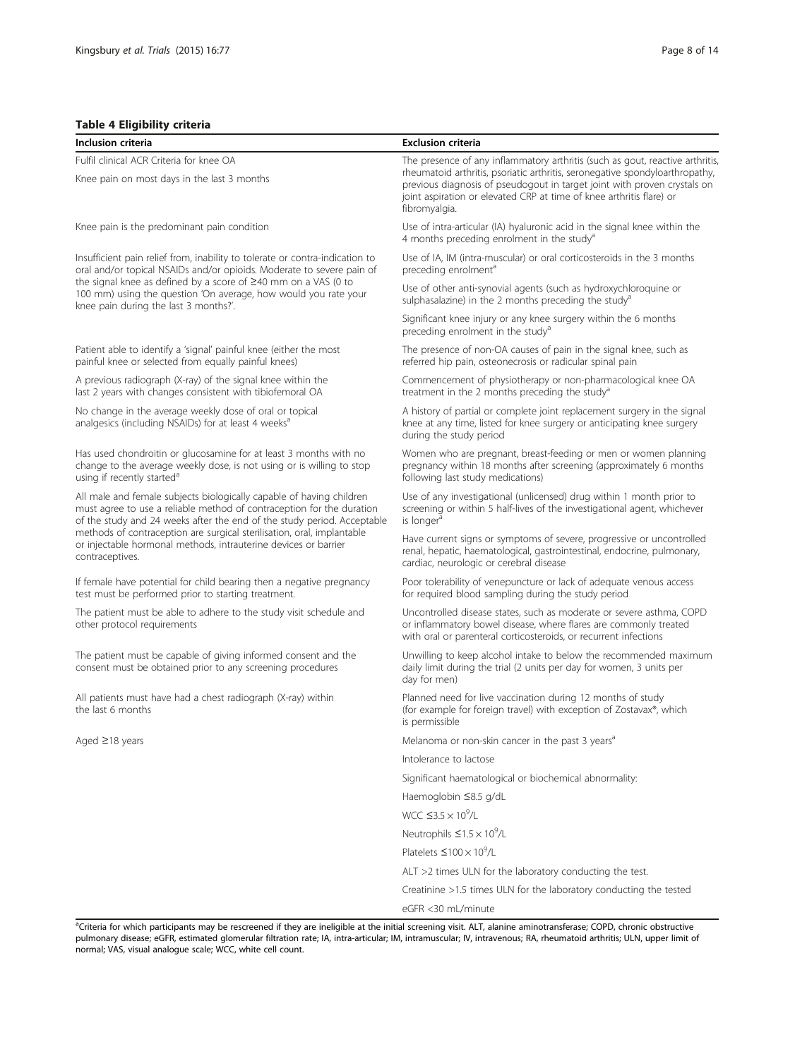**Table 4 Eligibility criteria**

| Inclusion criteria | Exclusion criteria |
|---|---|
| Fulfil clinical ACR Criteria for knee OA<br>Knee pain on most days in the last 3 months | The presence of any inflammatory arthritis (such as gout, reactive arthritis, rheumatoid arthritis, psoriatic arthritis, seronegative spondyloarthropathy, previous diagnosis of pseudogout in target joint with proven crystals on joint aspiration or elevated CRP at time of knee arthritis flare) or fibromyalgia. |
| Knee pain is the predominant pain condition | Use of intra-articular (IA) hyaluronic acid in the signal knee within the 4 months preceding enrolment in the study[a] |
| Insufficient pain relief from, inability to tolerate or contra-indication to oral and/or topical NSAIDs and/or opioids. Moderate to severe pain of the signal knee as defined by a score of ≥40 mm on a VAS (0 to 100 mm) using the question 'On average, how would you rate your knee pain during the last 3 months?'. | Use of IA, IM (intra-muscular) or oral corticosteroids in the 3 months preceding enrolment[a]<br>Use of other anti-synovial agents (such as hydroxychloroquine or sulphasalazine) in the 2 months preceding the study[a]<br>Significant knee injury or any knee surgery within the 6 months preceding enrolment in the study[a] |
| Patient able to identify a 'signal' painful knee (either the most painful knee or selected from equally painful knees) | The presence of non-OA causes of pain in the signal knee, such as referred hip pain, osteonecrosis or radicular spinal pain |
| A previous radiograph (X-ray) of the signal knee within the last 2 years with changes consistent with tibiofemoral OA | Commencement of physiotherapy or non-pharmacological knee OA treatment in the 2 months preceding the study[a] |
| No change in the average weekly dose of oral or topical analgesics (including NSAIDs) for at least 4 weeks[a] | A history of partial or complete joint replacement surgery in the signal knee at any time, listed for knee surgery or anticipating knee surgery during the study period |
| Has used chondroitin or glucosamine for at least 3 months with no change to the average weekly dose, is not using or is willing to stop using if recently started[a] | Women who are pregnant, breast-feeding or men or women planning pregnancy within 18 months after screening (approximately 6 months following last study medications) |
| All male and female subjects biologically capable of having children must agree to use a reliable method of contraception for the duration of the study and 24 weeks after the end of the study period. Acceptable methods of contraception are surgical sterilisation, oral, implantable or injectable hormonal methods, intrauterine devices or barrier contraceptives. | Use of any investigational (unlicensed) drug within 1 month prior to screening or within 5 half-lives of the investigational agent, whichever is longer[a]<br>Have current signs or symptoms of severe, progressive or uncontrolled renal, hepatic, haematological, gastrointestinal, endocrine, pulmonary, cardiac, neurologic or cerebral disease |
| If female have potential for child bearing then a negative pregnancy test must be performed prior to starting treatment. | Poor tolerability of venepuncture or lack of adequate venous access for required blood sampling during the study period |
| The patient must be able to adhere to the study visit schedule and other protocol requirements | Uncontrolled disease states, such as moderate or severe asthma, COPD or inflammatory bowel disease, where flares are commonly treated with oral or parenteral corticosteroids, or recurrent infections |
| The patient must be capable of giving informed consent and the consent must be obtained prior to any screening procedures | Unwilling to keep alcohol intake to below the recommended maximum daily limit during the trial (2 units per day for women, 3 units per day for men) |
| All patients must have had a chest radiograph (X-ray) within the last 6 months | Planned need for live vaccination during 12 months of study (for example for foreign travel) with exception of Zostavax®, which is permissible |
| Aged ≥18 years | Melanoma or non-skin cancer in the past 3 years[a] |
| | Intolerance to lactose |
| | Significant haematological or biochemical abnormality: |
| | Haemoglobin ≤8.5 g/dL |
| | WCC $\leq 3.5 \times 10^9$/L |
| | Neutrophils $\leq 1.5 \times 10^9$/L |
| | Platelets $\leq 100 \times 10^9$/L |
| | ALT >2 times ULN for the laboratory conducting the test. |
| | Creatinine >1.5 times ULN for the laboratory conducting the tested |
| | eGFR <30 mL/minute |

[a]Criteria for which participants may be rescreened if they are ineligible at the initial screening visit. ALT, alanine aminotransferase; COPD, chronic obstructive pulmonary disease; eGFR, estimated glomerular filtration rate; IA, intra-articular; IM, intramuscular; IV, intravenous; RA, rheumatoid arthritis; ULN, upper limit of normal; VAS, visual analogue scale; WCC, white cell count.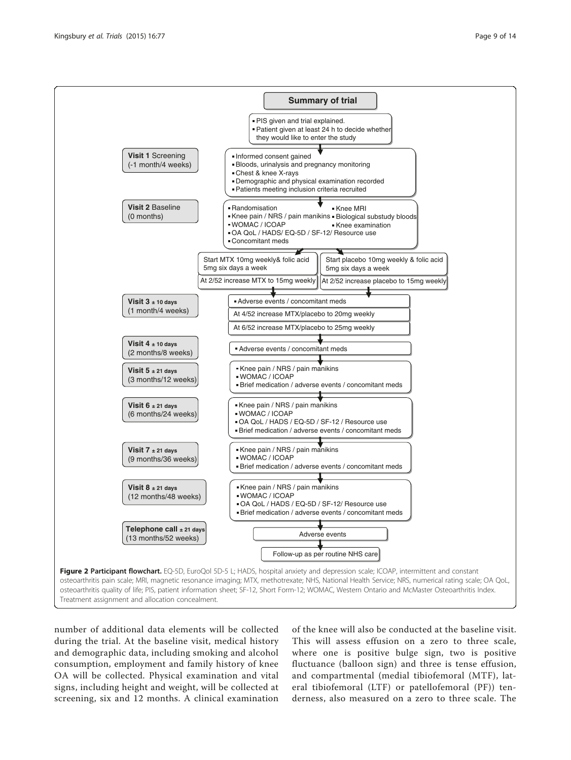**Summary of trial**

- PIS given and trial explained.
- Patient given at least 24 h to decide whether they would like to enter the study

**Visit 1** Screening (-1 month/4 weeks)

- Informed consent gained
- Bloods, urinalysis and pregnancy monitoring
- Chest & knee X-rays
- Demographic and physical examination recorded
- Patients meeting inclusion criteria recruited

**Visit 2** Baseline (0 months)

- Randomisation
- Knee MRI
- Knee pain / NRS / pain manikins
- Biological substudy bloods
- WOMAC / ICOAP
- Knee examination
- OA QoL / HADS/ EQ-5D / SF-12/ Resource use
- Concomitant meds

Start MTX 10mg weekly& folic acid 5mg six days a week | Start placebo 10mg weekly & folic acid 5mg six days a week

At 2/52 increase MTX to 15mg weekly | At 2/52 increase placebo to 15mg weekly

**Visit 3** ± 10 days (1 month/4 weeks)

- Adverse events / concomitant meds

At 4/52 increase MTX/placebo to 20mg weekly

At 6/52 increase MTX/placebo to 25mg weekly

**Visit 4** ± 10 days (2 months/8 weeks)

- Adverse events / concomitant meds

**Visit 5** ± 21 days (3 months/12 weeks)

- Knee pain / NRS / pain manikins
- WOMAC / ICOAP
- Brief medication / adverse events / concomitant meds

**Visit 6** ± 21 days (6 months/24 weeks)

- Knee pain / NRS / pain manikins
- WOMAC / ICOAP
- OA QoL / HADS / EQ-5D / SF-12 / Resource use
- Brief medication / adverse events / concomitant meds

**Visit 7** ± 21 days (9 months/36 weeks)

- Knee pain / NRS / pain manikins
- WOMAC / ICOAP
- Brief medication / adverse events / concomitant meds

**Visit 8** ± 21 days (12 months/48 weeks)

- Knee pain / NRS / pain manikins
- WOMAC / ICOAP
- OA QoL / HADS / EQ-5D / SF-12/ Resource use
- Brief medication / adverse events / concomitant meds

**Telephone call** ± 21 days (13 months/52 weeks)

Adverse events

Follow-up as per routine NHS care

**Figure 2 Participant flowchart.** EQ-5D, EuroQol 5D-5 L; HADS, hospital anxiety and depression scale; ICOAP, intermittent and constant osteoarthritis pain scale; MRI, magnetic resonance imaging; MTX, methotrexate; NHS, National Health Service; NRS, numerical rating scale; OA QoL, osteoarthritis quality of life; PIS, patient information sheet; SF-12, Short Form-12; WOMAC, Western Ontario and McMaster Osteoarthritis Index. Treatment assignment and allocation concealment.

number of additional data elements will be collected during the trial. At the baseline visit, medical history and demographic data, including smoking and alcohol consumption, employment and family history of knee OA will be collected. Physical examination and vital signs, including height and weight, will be collected at screening, six and 12 months. A clinical examination of the knee will also be conducted at the baseline visit. This will assess effusion on a zero to three scale, where one is positive bulge sign, two is positive fluctuance (balloon sign) and three is tense effusion, and compartmental (medial tibiofemoral (MTF), lateral tibiofemoral (LTF) or patellofemoral (PF)) tenderness, also measured on a zero to three scale. The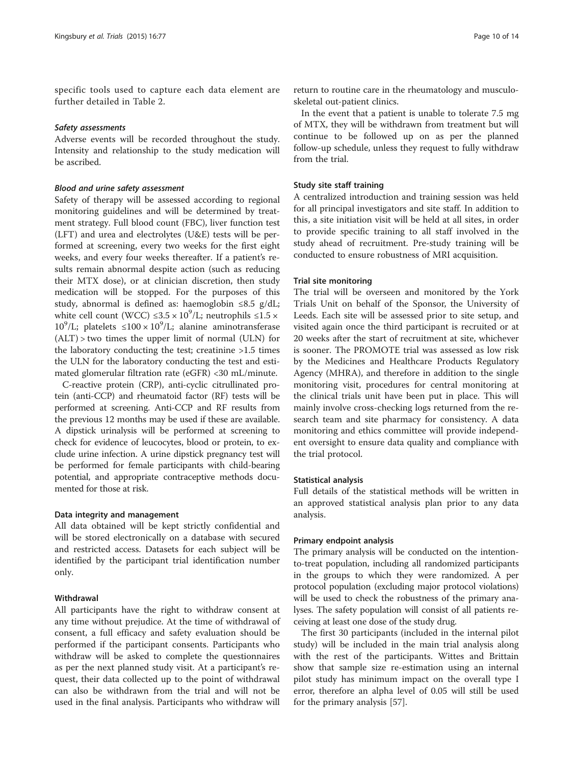specific tools used to capture each data element are further detailed in Table 2.

#### *Safety assessments*

Adverse events will be recorded throughout the study. Intensity and relationship to the study medication will be ascribed.

#### *Blood and urine safety assessment*

Safety of therapy will be assessed according to regional monitoring guidelines and will be determined by treatment strategy. Full blood count (FBC), liver function test (LFT) and urea and electrolytes (U&E) tests will be performed at screening, every two weeks for the first eight weeks, and every four weeks thereafter. If a patient's results remain abnormal despite action (such as reducing their MTX dose), or at clinician discretion, then study medication will be stopped. For the purposes of this study, abnormal is defined as: haemoglobin ≤8.5 g/dL; white cell count (WCC) $\leq 3.5 \times 10^9$/L; neutrophils $\leq 1.5 \times 10^9$/L; platelets $\leq 100 \times 10^9$/L; alanine aminotransferase (ALT) > two times the upper limit of normal (ULN) for the laboratory conducting the test; creatinine >1.5 times the ULN for the laboratory conducting the test and estimated glomerular filtration rate (eGFR) <30 mL/minute.

C-reactive protein (CRP), anti-cyclic citrullinated protein (anti-CCP) and rheumatoid factor (RF) tests will be performed at screening. Anti-CCP and RF results from the previous 12 months may be used if these are available. A dipstick urinalysis will be performed at screening to check for evidence of leucocytes, blood or protein, to exclude urine infection. A urine dipstick pregnancy test will be performed for female participants with child-bearing potential, and appropriate contraceptive methods documented for those at risk.

### Data integrity and management

All data obtained will be kept strictly confidential and will be stored electronically on a database with secured and restricted access. Datasets for each subject will be identified by the participant trial identification number only.

### Withdrawal

All participants have the right to withdraw consent at any time without prejudice. At the time of withdrawal of consent, a full efficacy and safety evaluation should be performed if the participant consents. Participants who withdraw will be asked to complete the questionnaires as per the next planned study visit. At a participant's request, their data collected up to the point of withdrawal can also be withdrawn from the trial and will not be used in the final analysis. Participants who withdraw will return to routine care in the rheumatology and musculoskeletal out-patient clinics.

In the event that a patient is unable to tolerate 7.5 mg of MTX, they will be withdrawn from treatment but will continue to be followed up on as per the planned follow-up schedule, unless they request to fully withdraw from the trial.

### Study site staff training

A centralized introduction and training session was held for all principal investigators and site staff. In addition to this, a site initiation visit will be held at all sites, in order to provide specific training to all staff involved in the study ahead of recruitment. Pre-study training will be conducted to ensure robustness of MRI acquisition.

### Trial site monitoring

The trial will be overseen and monitored by the York Trials Unit on behalf of the Sponsor, the University of Leeds. Each site will be assessed prior to site setup, and visited again once the third participant is recruited or at 20 weeks after the start of recruitment at site, whichever is sooner. The PROMOTE trial was assessed as low risk by the Medicines and Healthcare Products Regulatory Agency (MHRA), and therefore in addition to the single monitoring visit, procedures for central monitoring at the clinical trials unit have been put in place. This will mainly involve cross-checking logs returned from the research team and site pharmacy for consistency. A data monitoring and ethics committee will provide independent oversight to ensure data quality and compliance with the trial protocol.

### Statistical analysis

Full details of the statistical methods will be written in an approved statistical analysis plan prior to any data analysis.

### Primary endpoint analysis

The primary analysis will be conducted on the intention-to-treat population, including all randomized participants in the groups to which they were randomized. A per protocol population (excluding major protocol violations) will be used to check the robustness of the primary analyses. The safety population will consist of all patients receiving at least one dose of the study drug.

The first 30 participants (included in the internal pilot study) will be included in the main trial analysis along with the rest of the participants. Wittes and Brittain show that sample size re-estimation using an internal pilot study has minimum impact on the overall type I error, therefore an alpha level of 0.05 will still be used for the primary analysis [57].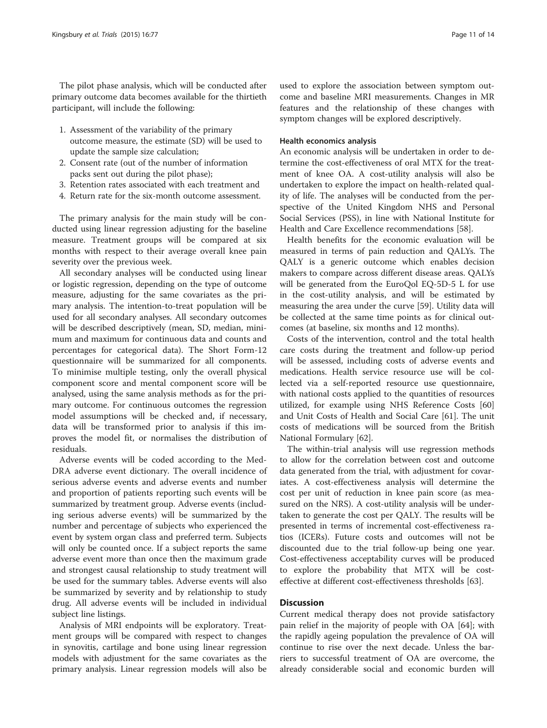The pilot phase analysis, which will be conducted after primary outcome data becomes available for the thirtieth participant, will include the following:

1. Assessment of the variability of the primary outcome measure, the estimate (SD) will be used to update the sample size calculation;
2. Consent rate (out of the number of information packs sent out during the pilot phase);
3. Retention rates associated with each treatment and
4. Return rate for the six-month outcome assessment.

The primary analysis for the main study will be conducted using linear regression adjusting for the baseline measure. Treatment groups will be compared at six months with respect to their average overall knee pain severity over the previous week.

All secondary analyses will be conducted using linear or logistic regression, depending on the type of outcome measure, adjusting for the same covariates as the primary analysis. The intention-to-treat population will be used for all secondary analyses. All secondary outcomes will be described descriptively (mean, SD, median, minimum and maximum for continuous data and counts and percentages for categorical data). The Short Form-12 questionnaire will be summarized for all components. To minimise multiple testing, only the overall physical component score and mental component score will be analysed, using the same analysis methods as for the primary outcome. For continuous outcomes the regression model assumptions will be checked and, if necessary, data will be transformed prior to analysis if this improves the model fit, or normalises the distribution of residuals.

Adverse events will be coded according to the MedDRA adverse event dictionary. The overall incidence of serious adverse events and adverse events and number and proportion of patients reporting such events will be summarized by treatment group. Adverse events (including serious adverse events) will be summarized by the number and percentage of subjects who experienced the event by system organ class and preferred term. Subjects will only be counted once. If a subject reports the same adverse event more than once then the maximum grade and strongest causal relationship to study treatment will be used for the summary tables. Adverse events will also be summarized by severity and by relationship to study drug. All adverse events will be included in individual subject line listings.

Analysis of MRI endpoints will be exploratory. Treatment groups will be compared with respect to changes in synovitis, cartilage and bone using linear regression models with adjustment for the same covariates as the primary analysis. Linear regression models will also be used to explore the association between symptom outcome and baseline MRI measurements. Changes in MR features and the relationship of these changes with symptom changes will be explored descriptively.

#### Health economics analysis

An economic analysis will be undertaken in order to determine the cost-effectiveness of oral MTX for the treatment of knee OA. A cost-utility analysis will also be undertaken to explore the impact on health-related quality of life. The analyses will be conducted from the perspective of the United Kingdom NHS and Personal Social Services (PSS), in line with National Institute for Health and Care Excellence recommendations [58].

Health benefits for the economic evaluation will be measured in terms of pain reduction and QALYs. The QALY is a generic outcome which enables decision makers to compare across different disease areas. QALYs will be generated from the EuroQol EQ-5D-5 L for use in the cost-utility analysis, and will be estimated by measuring the area under the curve [59]. Utility data will be collected at the same time points as for clinical outcomes (at baseline, six months and 12 months).

Costs of the intervention, control and the total health care costs during the treatment and follow-up period will be assessed, including costs of adverse events and medications. Health service resource use will be collected via a self-reported resource use questionnaire, with national costs applied to the quantities of resources utilized, for example using NHS Reference Costs [60] and Unit Costs of Health and Social Care [61]. The unit costs of medications will be sourced from the British National Formulary [62].

The within-trial analysis will use regression methods to allow for the correlation between cost and outcome data generated from the trial, with adjustment for covariates. A cost-effectiveness analysis will determine the cost per unit of reduction in knee pain score (as measured on the NRS). A cost-utility analysis will be undertaken to generate the cost per QALY. The results will be presented in terms of incremental cost-effectiveness ratios (ICERs). Future costs and outcomes will not be discounted due to the trial follow-up being one year. Cost-effectiveness acceptability curves will be produced to explore the probability that MTX will be cost-effective at different cost-effectiveness thresholds [63].

## Discussion

Current medical therapy does not provide satisfactory pain relief in the majority of people with OA [64]; with the rapidly ageing population the prevalence of OA will continue to rise over the next decade. Unless the barriers to successful treatment of OA are overcome, the already considerable social and economic burden will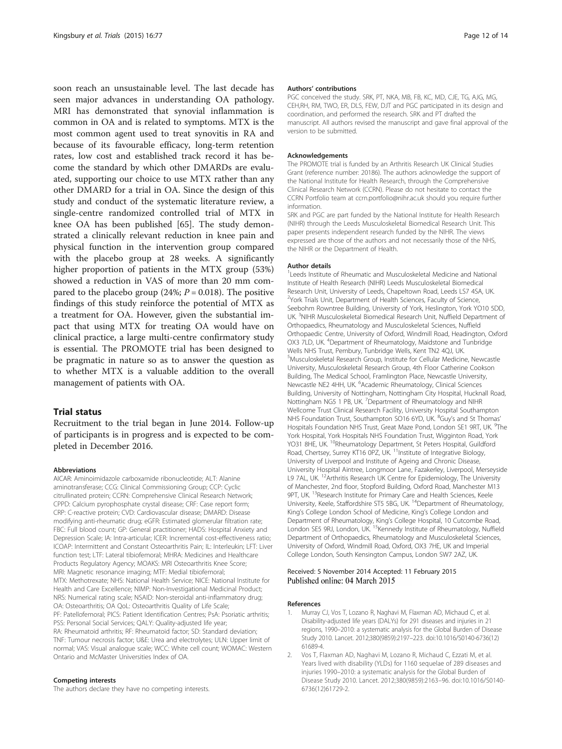soon reach an unsustainable level. The last decade has seen major advances in understanding OA pathology. MRI has demonstrated that synovial inflammation is common in OA and is related to symptoms. MTX is the most common agent used to treat synovitis in RA and because of its favourable efficacy, long-term retention rates, low cost and established track record it has become the standard by which other DMARDs are evaluated, supporting our choice to use MTX rather than any other DMARD for a trial in OA. Since the design of this study and conduct of the systematic literature review, a single-centre randomized controlled trial of MTX in knee OA has been published [65]. The study demonstrated a clinically relevant reduction in knee pain and physical function in the intervention group compared with the placebo group at 28 weeks. A significantly higher proportion of patients in the MTX group (53%) showed a reduction in VAS of more than 20 mm compared to the placebo group (24%; $P = 0.018$). The positive findings of this study reinforce the potential of MTX as a treatment for OA. However, given the substantial impact that using MTX for treating OA would have on clinical practice, a large multi-centre confirmatory study is essential. The PROMOTE trial has been designed to be pragmatic in nature so as to answer the question as to whether MTX is a valuable addition to the overall management of patients with OA.

## Trial status

Recruitment to the trial began in June 2014. Follow-up of participants is in progress and is expected to be completed in December 2016.

#### Abbreviations

AICAR: Aminoimidazole carboxamide ribonucleotide; ALT: Alanine aminotransferase; CCG: Clinical Commissioning Group; CCP: Cyclic citrullinated protein; CCRN: Comprehensive Clinical Research Network; CPPD: Calcium pyrophosphate crystal disease; CRF: Case report form; CRP: C-reactive protein; CVD: Cardiovascular disease; DMARD: Disease modifying anti-rheumatic drug; eGFR: Estimated glomerular filtration rate; FBC: Full blood count; GP: General practitioner; HADS: Hospital Anxiety and Depression Scale; IA: Intra-articular; ICER: Incremental cost-effectiveness ratio; ICOAP: Intermittent and Constant Osteoarthritis Pain; IL: Interleukin; LFT: Liver function test; LTF: Lateral tibiofemoral; MHRA: Medicines and Healthcare Products Regulatory Agency; MOAKS: MRI Osteoarthritis Knee Score; MRI: Magnetic resonance imaging; MTF: Medial tibiofemoral; MTX: Methotrexate; NHS: National Health Service; NICE: National Institute for Health and Care Excellence; NIMP: Non-Investigational Medicinal Product; NRS: Numerical rating scale; NSAID: Non-steroidal anti-inflammatory drug; OA: Osteoarthritis; OA QoL: Osteoarthritis Quality of Life Scale; PF: Patellofemoral; PICS: Patient Identification Centres; PsA: Psoriatic arthritis; PSS: Personal Social Services; QALY: Quality-adjusted life year; RA: Rheumatoid arthritis; RF: Rheumatoid factor; SD: Standard deviation; TNF: Tumour necrosis factor; U&E: Urea and electrolytes; ULN: Upper limit of normal; VAS: Visual analogue scale; WCC: White cell count; WOMAC: Western Ontario and McMaster Universities Index of OA.

#### Competing interests

The authors declare they have no competing interests.

#### Authors' contributions

PGC conceived the study. SRK, PT, NKA, MB, FB, KC, MD, CJE, TG, AJG, MG, CEH,RH, RM, TWO, ER, DLS, FEW, DJT and PGC participated in its design and coordination, and performed the research. SRK and PT drafted the manuscript. All authors revised the manuscript and gave final approval of the version to be submitted.

#### Acknowledgements

The PROMOTE trial is funded by an Arthritis Research UK Clinical Studies Grant (reference number: 20186). The authors acknowledge the support of the National Institute for Health Research, through the Comprehensive Clinical Research Network (CCRN). Please do not hesitate to contact the CCRN Portfolio team at ccrn.portfolio@nihr.ac.uk should you require further information.

SRK and PGC are part funded by the National Institute for Health Research (NIHR) through the Leeds Musculoskeletal Biomedical Research Unit. This paper presents independent research funded by the NIHR. The views expressed are those of the authors and not necessarily those of the NHS, the NIHR or the Department of Health.

#### Author details

[1]Leeds Institute of Rheumatic and Musculoskeletal Medicine and National Institute of Health Research (NIHR) Leeds Musculoskeletal Biomedical Research Unit, University of Leeds, Chapeltown Road, Leeds LS7 4SA, UK. [2]York Trials Unit, Department of Health Sciences, Faculty of Science, Seebohm Rowntree Building, University of York, Heslington, York YO10 5DD, UK. [3]NIHR Musculoskeletal Biomedical Research Unit, Nuffield Department of Orthopaedics, Rheumatology and Musculoskeletal Sciences, Nuffield Orthopaedic Centre, University of Oxford, Windmill Road, Headington, Oxford OX3 7LD, UK. [4]Department of Rheumatology, Maidstone and Tunbridge Wells NHS Trust, Pembury, Tunbridge Wells, Kent TN2 4QJ, UK. [5]Musculoskeletal Research Group, Institute for Cellular Medicine, Newcastle University, Musculoskeletal Research Group, 4th Floor Catherine Cookson Building, The Medical School, Framlington Place, Newcastle University, Newcastle NE2 4HH, UK. [6]Academic Rheumatology, Clinical Sciences Building, University of Nottingham, Nottingham City Hospital, Hucknall Road, Nottingham NG5 1 PB, UK. [7]Department of Rheumatology and NIHR Wellcome Trust Clinical Research Facility, University Hospital Southampton NHS Foundation Trust, Southampton SO16 6YD, UK. [8]Guy's and St Thomas' Hospitals Foundation NHS Trust, Great Maze Pond, London SE1 9RT, UK. [9]The York Hospital, York Hospitals NHS Foundation Trust, Wigginton Road, York YO31 8HE, UK. [10]Rheumatology Department, St Peters Hospital, Guildford Road, Chertsey, Surrey KT16 0PZ, UK. [11]Institute of Integrative Biology, University of Liverpool and Institute of Ageing and Chronic Disease, University Hospital Aintree, Longmoor Lane, Fazakerley, Liverpool, Merseyside L9 7AL, UK. [12]Arthritis Research UK Centre for Epidemiology, The University of Manchester, 2nd floor, Stopford Building, Oxford Road, Manchester M13 9PT, UK. [13]Research Institute for Primary Care and Health Sciences, Keele University, Keele, Staffordshire ST5 5BG, UK. [14]Department of Rheumatology, King's College London School of Medicine, King's College London and Department of Rheumatology, King's College Hospital, 10 Cutcombe Road, London SE5 9RJ, London, UK. [15]Kennedy Institute of Rheumatology, Nuffield Department of Orthopaedics, Rheumatology and Musculoskeletal Sciences, University of Oxford, Windmill Road, Oxford, OX3 7HE, UK and Imperial College London, South Kensington Campus, London SW7 2AZ, UK.

Received: 5 November 2014 Accepted: 11 February 2015
Published online: 04 March 2015

#### References

1. Murray CJ, Vos T, Lozano R, Naghavi M, Flaxman AD, Michaud C, et al. Disability-adjusted life years (DALYs) for 291 diseases and injuries in 21 regions, 1990–2010: a systematic analysis for the Global Burden of Disease Study 2010. Lancet. 2012;380(9859):2197–223. doi:10.1016/S0140-6736(12)61689-4.
2. Vos T, Flaxman AD, Naghavi M, Lozano R, Michaud C, Ezzati M, et al. Years lived with disability (YLDs) for 1160 sequelae of 289 diseases and injuries 1990–2010: a systematic analysis for the Global Burden of Disease Study 2010. Lancet. 2012;380(9859):2163–96. doi:10.1016/S0140-6736(12)61729-2.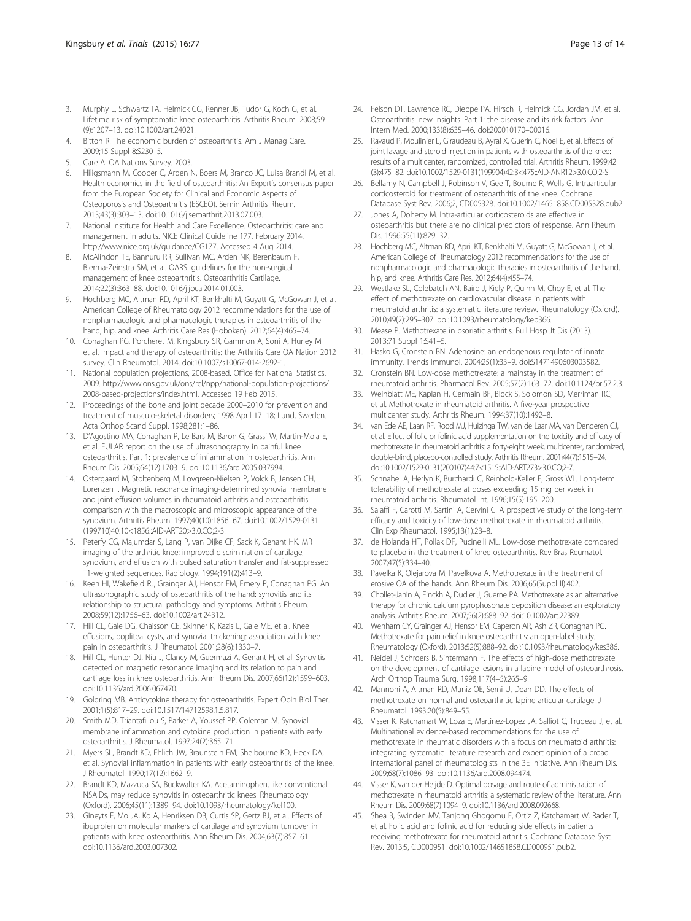3. Murphy L, Schwartz TA, Helmick CG, Renner JB, Tudor G, Koch G, et al. Lifetime risk of symptomatic knee osteoarthritis. Arthritis Rheum. 2008;59 (9):1207–13. doi:10.1002/art.24021.
4. Bitton R. The economic burden of osteoarthritis. Am J Manag Care. 2009;15 Suppl 8:S230–5.
5. Care A. OA Nations Survey. 2003.
6. Hiligsmann M, Cooper C, Arden N, Boers M, Branco JC, Luisa Brandi M, et al. Health economics in the field of osteoarthritis: An Expert's consensus paper from the European Society for Clinical and Economic Aspects of Osteoporosis and Osteoarthritis (ESCEO). Semin Arthritis Rheum. 2013;43(3):303–13. doi:10.1016/j.semarthrit.2013.07.003.
7. National Institute for Health and Care Excellence. Osteoarthritis: care and management in adults. NICE Clinical Guideline 177. February 2014. http://www.nice.org.uk/guidance/CG177. Accessed 4 Aug 2014.
8. McAlindon TE, Bannuru RR, Sullivan MC, Arden NK, Berenbaum F, Bierma-Zeinstra SM, et al. OARSI guidelines for the non-surgical management of knee osteoarthritis. Osteoarthritis Cartilage. 2014;22(3):363–88. doi:10.1016/j.joca.2014.01.003.
9. Hochberg MC, Altman RD, April KT, Benkhalti M, Guyatt G, McGowan J, et al. American College of Rheumatology 2012 recommendations for the use of nonpharmacologic and pharmacologic therapies in osteoarthritis of the hand, hip, and knee. Arthritis Care Res (Hoboken). 2012;64(4):465–74.
10. Conaghan PG, Porcheret M, Kingsbury SR, Gammon A, Soni A, Hurley M et al. Impact and therapy of osteoarthritis: the Arthritis Care OA Nation 2012 survey. Clin Rheumatol. 2014. doi:10.1007/s10067-014-2692-1.
11. National population projections, 2008-based. Office for National Statistics. 2009. http://www.ons.gov.uk/ons/rel/npp/national-population-projections/2008-based-projections/index.html. Accessed 19 Feb 2015.
12. Proceedings of the bone and joint decade 2000–2010 for prevention and treatment of musculo-skeletal disorders; 1998 April 17–18; Lund, Sweden. Acta Orthop Scand Suppl. 1998;281:1–86.
13. D'Agostino MA, Conaghan P, Le Bars M, Baron G, Grassi W, Martin-Mola E, et al. EULAR report on the use of ultrasonography in painful knee osteoarthritis. Part 1: prevalence of inflammation in osteoarthritis. Ann Rheum Dis. 2005;64(12):1703–9. doi:10.1136/ard.2005.037994.
14. Ostergaard M, Stoltenberg M, Lovgreen-Nielsen P, Volck B, Jensen CH, Lorenzen I. Magnetic resonance imaging-determined synovial membrane and joint effusion volumes in rheumatoid arthritis and osteoarthritis: comparison with the macroscopic and microscopic appearance of the synovium. Arthritis Rheum. 1997;40(10):1856–67. doi:10.1002/1529-0131 (199710)40:10<1856::AID-ART20>3.0.CO;2-3.
15. Peterfy CG, Majumdar S, Lang P, van Dijke CF, Sack K, Genant HK. MR imaging of the arthritic knee: improved discrimination of cartilage, synovium, and effusion with pulsed saturation transfer and fat-suppressed T1-weighted sequences. Radiology. 1994;191(2):413–9.
16. Keen HI, Wakefield RJ, Grainger AJ, Hensor EM, Emery P, Conaghan PG. An ultrasonographic study of osteoarthritis of the hand: synovitis and its relationship to structural pathology and symptoms. Arthritis Rheum. 2008;59(12):1756–63. doi:10.1002/art.24312.
17. Hill CL, Gale DG, Chaisson CE, Skinner K, Kazis L, Gale ME, et al. Knee effusions, popliteal cysts, and synovial thickening: association with knee pain in osteoarthritis. J Rheumatol. 2001;28(6):1330–7.
18. Hill CL, Hunter DJ, Niu J, Clancy M, Guermazi A, Genant H, et al. Synovitis detected on magnetic resonance imaging and its relation to pain and cartilage loss in knee osteoarthritis. Ann Rheum Dis. 2007;66(12):1599–603. doi:10.1136/ard.2006.067470.
19. Goldring MB. Anticytokine therapy for osteoarthritis. Expert Opin Biol Ther. 2001;1(5):817–29. doi:10.1517/14712598.1.5.817.
20. Smith MD, Triantafillou S, Parker A, Youssef PP, Coleman M. Synovial membrane inflammation and cytokine production in patients with early osteoarthritis. J Rheumatol. 1997;24(2):365–71.
21. Myers SL, Brandt KD, Ehlich JW, Braunstein EM, Shelbourne KD, Heck DA, et al. Synovial inflammation in patients with early osteoarthritis of the knee. J Rheumatol. 1990;17(12):1662–9.
22. Brandt KD, Mazzuca SA, Buckwalter KA. Acetaminophen, like conventional NSAIDs, may reduce synovitis in osteoarthritic knees. Rheumatology (Oxford). 2006;45(11):1389–94. doi:10.1093/rheumatology/kel100.
23. Gineyts E, Mo JA, Ko A, Henriksen DB, Curtis SP, Gertz BJ, et al. Effects of ibuprofen on molecular markers of cartilage and synovium turnover in patients with knee osteoarthritis. Ann Rheum Dis. 2004;63(7):857–61. doi:10.1136/ard.2003.007302.
24. Felson DT, Lawrence RC, Dieppe PA, Hirsch R, Helmick CG, Jordan JM, et al. Osteoarthritis: new insights. Part 1: the disease and its risk factors. Ann Intern Med. 2000;133(8):635–46. doi:200010170–00016.
25. Ravaud P, Moulinier L, Giraudeau B, Ayral X, Guerin C, Noel E, et al. Effects of joint lavage and steroid injection in patients with osteoarthritis of the knee: results of a multicenter, randomized, controlled trial. Arthritis Rheum. 1999;42 (3):475–82. doi:10.1002/1529-0131(199904)42:3<475::AID-ANR12>3.0.CO;2-S.
26. Bellamy N, Campbell J, Robinson V, Gee T, Bourne R, Wells G. Intraarticular corticosteroid for treatment of osteoarthritis of the knee. Cochrane Database Syst Rev. 2006;2, CD005328. doi:10.1002/14651858.CD005328.pub2.
27. Jones A, Doherty M. Intra-articular corticosteroids are effective in osteoarthritis but there are no clinical predictors of response. Ann Rheum Dis. 1996;55(11):829–32.
28. Hochberg MC, Altman RD, April KT, Benkhalti M, Guyatt G, McGowan J, et al. American College of Rheumatology 2012 recommendations for the use of nonpharmacologic and pharmacologic therapies in osteoarthritis of the hand, hip, and knee. Arthritis Care Res. 2012;64(4):455–74.
29. Westlake SL, Colebatch AN, Baird J, Kiely P, Quinn M, Choy E, et al. The effect of methotrexate on cardiovascular disease in patients with rheumatoid arthritis: a systematic literature review. Rheumatology (Oxford). 2010;49(2):295–307. doi:10.1093/rheumatology/kep366.
30. Mease P. Methotrexate in psoriatic arthritis. Bull Hosp Jt Dis (2013). 2013;71 Suppl 1:S41–5.
31. Hasko G, Cronstein BN. Adenosine: an endogenous regulator of innate immunity. Trends Immunol. 2004;25(1):33–9. doi:S1471490603003582.
32. Cronstein BN. Low-dose methotrexate: a mainstay in the treatment of rheumatoid arthritis. Pharmacol Rev. 2005;57(2):163–72. doi:10.1124/pr.57.2.3.
33. Weinblatt ME, Kaplan H, Germain BF, Block S, Solomon SD, Merriman RC, et al. Methotrexate in rheumatoid arthritis. A five-year prospective multicenter study. Arthritis Rheum. 1994;37(10):1492–8.
34. van Ede AE, Laan RF, Rood MJ, Huizinga TW, van de Laar MA, van Denderen CJ, et al. Effect of folic or folinic acid supplementation on the toxicity and efficacy of methotrexate in rheumatoid arthritis: a forty-eight week, multicenter, randomized, double-blind, placebo-controlled study. Arthritis Rheum. 2001;44(7):1515–24. doi:10.1002/1529-0131(200107)44:7<1515::AID-ART273>3.0.CO;2-7.
35. Schnabel A, Herlyn K, Burchardi C, Reinhold-Keller E, Gross WL. Long-term tolerability of methotrexate at doses exceeding 15 mg per week in rheumatoid arthritis. Rheumatol Int. 1996;15(5):195–200.
36. Salaffi F, Carotti M, Sartini A, Cervini C. A prospective study of the long-term efficacy and toxicity of low-dose methotrexate in rheumatoid arthritis. Clin Exp Rheumatol. 1995;13(1):23–8.
37. de Holanda HT, Pollak DF, Pucinelli ML. Low-dose methotrexate compared to placebo in the treatment of knee osteoarthritis. Rev Bras Reumatol. 2007;47(5):334–40.
38. Pavelka K, Olejarova M, Pavelkova A. Methotrexate in the treatment of erosive OA of the hands. Ann Rheum Dis. 2006;65(Suppl II):402.
39. Chollet-Janin A, Finckh A, Dudler J, Guerne PA. Methotrexate as an alternative therapy for chronic calcium pyrophosphate deposition disease: an exploratory analysis. Arthritis Rheum. 2007;56(2):688–92. doi:10.1002/art.22389.
40. Wenham CY, Grainger AJ, Hensor EM, Caperon AR, Ash ZR, Conaghan PG. Methotrexate for pain relief in knee osteoarthritis: an open-label study. Rheumatology (Oxford). 2013;52(5):888–92. doi:10.1093/rheumatology/kes386.
41. Neidel J, Schroers B, Sintermann F. The effects of high-dose methotrexate on the development of cartilage lesions in a lapine model of osteoarthrosis. Arch Orthop Trauma Surg. 1998;117(4–5):265–9.
42. Mannoni A, Altman RD, Muniz OE, Serni U, Dean DD. The effects of methotrexate on normal and osteoarthritic lapine articular cartilage. J Rheumatol. 1993;20(5):849–55.
43. Visser K, Katchamart W, Loza E, Martinez-Lopez JA, Salliot C, Trudeau J, et al. Multinational evidence-based recommendations for the use of methotrexate in rheumatic disorders with a focus on rheumatoid arthritis: integrating systematic literature research and expert opinion of a broad international panel of rheumatologists in the 3E Initiative. Ann Rheum Dis. 2009;68(7):1086–93. doi:10.1136/ard.2008.094474.
44. Visser K, van der Heijde D. Optimal dosage and route of administration of methotrexate in rheumatoid arthritis: a systematic review of the literature. Ann Rheum Dis. 2009;68(7):1094–9. doi:10.1136/ard.2008.092668.
45. Shea B, Swinden MV, Tanjong Ghogomu E, Ortiz Z, Katchamart W, Rader T, et al. Folic acid and folinic acid for reducing side effects in patients receiving methotrexate for rheumatoid arthritis. Cochrane Database Syst Rev. 2013;5, CD000951. doi:10.1002/14651858.CD000951.pub2.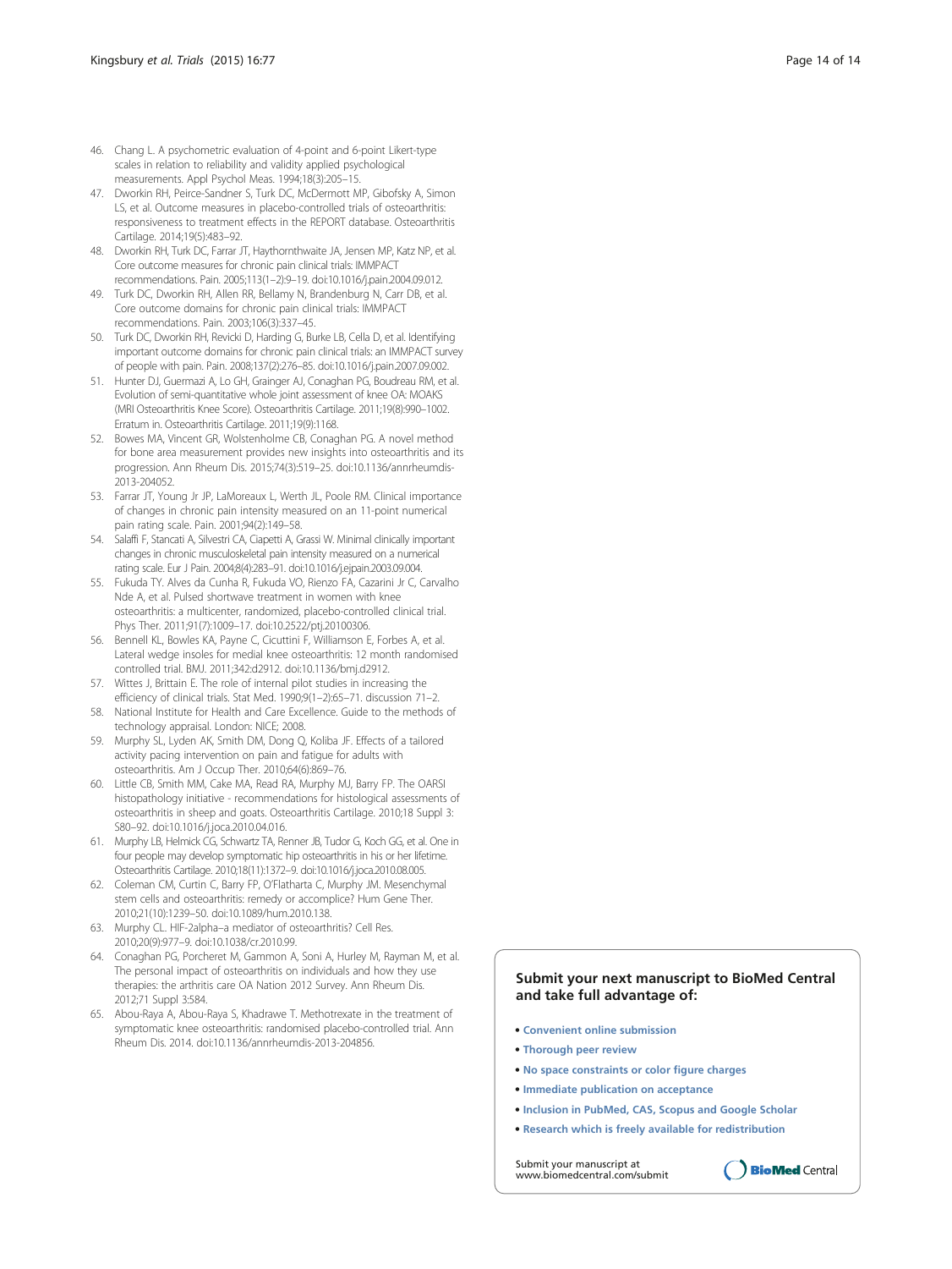46. Chang L. A psychometric evaluation of 4-point and 6-point Likert-type scales in relation to reliability and validity applied psychological measurements. Appl Psychol Meas. 1994;18(3):205–15.
47. Dworkin RH, Peirce-Sandner S, Turk DC, McDermott MP, Gibofsky A, Simon LS, et al. Outcome measures in placebo-controlled trials of osteoarthritis: responsiveness to treatment effects in the REPORT database. Osteoarthritis Cartilage. 2014;19(5):483–92.
48. Dworkin RH, Turk DC, Farrar JT, Haythornthwaite JA, Jensen MP, Katz NP, et al. Core outcome measures for chronic pain clinical trials: IMMPACT recommendations. Pain. 2005;113(1–2):9–19. doi:10.1016/j.pain.2004.09.012.
49. Turk DC, Dworkin RH, Allen RR, Bellamy N, Brandenburg N, Carr DB, et al. Core outcome domains for chronic pain clinical trials: IMMPACT recommendations. Pain. 2003;106(3):337–45.
50. Turk DC, Dworkin RH, Revicki D, Harding G, Burke LB, Cella D, et al. Identifying important outcome domains for chronic pain clinical trials: an IMMPACT survey of people with pain. Pain. 2008;137(2):276–85. doi:10.1016/j.pain.2007.09.002.
51. Hunter DJ, Guermazi A, Lo GH, Grainger AJ, Conaghan PG, Boudreau RM, et al. Evolution of semi-quantitative whole joint assessment of knee OA: MOAKS (MRI Osteoarthritis Knee Score). Osteoarthritis Cartilage. 2011;19(8):990–1002. Erratum in. Osteoarthritis Cartilage. 2011;19(9):1168.
52. Bowes MA, Vincent GR, Wolstenholme CB, Conaghan PG. A novel method for bone area measurement provides new insights into osteoarthritis and its progression. Ann Rheum Dis. 2015;74(3):519–25. doi:10.1136/annrheumdis-2013-204052.
53. Farrar JT, Young Jr JP, LaMoreaux L, Werth JL, Poole RM. Clinical importance of changes in chronic pain intensity measured on an 11-point numerical pain rating scale. Pain. 2001;94(2):149–58.
54. Salaffi F, Stancati A, Silvestri CA, Ciapetti A, Grassi W. Minimal clinically important changes in chronic musculoskeletal pain intensity measured on a numerical rating scale. Eur J Pain. 2004;8(4):283–91. doi:10.1016/j.ejpain.2003.09.004.
55. Fukuda TY. Alves da Cunha R, Fukuda VO, Rienzo FA, Cazarini Jr C, Carvalho Nde A, et al. Pulsed shortwave treatment in women with knee osteoarthritis: a multicenter, randomized, placebo-controlled clinical trial. Phys Ther. 2011;91(7):1009–17. doi:10.2522/ptj.20100306.
56. Bennell KL, Bowles KA, Payne C, Cicuttini F, Williamson E, Forbes A, et al. Lateral wedge insoles for medial knee osteoarthritis: 12 month randomised controlled trial. BMJ. 2011;342:d2912. doi:10.1136/bmj.d2912.
57. Wittes J, Brittain E. The role of internal pilot studies in increasing the efficiency of clinical trials. Stat Med. 1990;9(1–2):65–71. discussion 71–2.
58. National Institute for Health and Care Excellence. Guide to the methods of technology appraisal. London: NICE; 2008.
59. Murphy SL, Lyden AK, Smith DM, Dong Q, Koliba JF. Effects of a tailored activity pacing intervention on pain and fatigue for adults with osteoarthritis. Am J Occup Ther. 2010;64(6):869–76.
60. Little CB, Smith MM, Cake MA, Read RA, Murphy MJ, Barry FP. The OARSI histopathology initiative - recommendations for histological assessments of osteoarthritis in sheep and goats. Osteoarthritis Cartilage. 2010;18 Suppl 3: S80–92. doi:10.1016/j.joca.2010.04.016.
61. Murphy LB, Helmick CG, Schwartz TA, Renner JB, Tudor G, Koch GG, et al. One in four people may develop symptomatic hip osteoarthritis in his or her lifetime. Osteoarthritis Cartilage. 2010;18(11):1372–9. doi:10.1016/j.joca.2010.08.005.
62. Coleman CM, Curtin C, Barry FP, O'Flatharta C, Murphy JM. Mesenchymal stem cells and osteoarthritis: remedy or accomplice? Hum Gene Ther. 2010;21(10):1239–50. doi:10.1089/hum.2010.138.
63. Murphy CL. HIF-2alpha–a mediator of osteoarthritis? Cell Res. 2010;20(9):977–9. doi:10.1038/cr.2010.99.
64. Conaghan PG, Porcheret M, Gammon A, Soni A, Hurley M, Rayman M, et al. The personal impact of osteoarthritis on individuals and how they use therapies: the arthritis care OA Nation 2012 Survey. Ann Rheum Dis. 2012;71 Suppl 3:584.
65. Abou-Raya A, Abou-Raya S, Khadrawe T. Methotrexate in the treatment of symptomatic knee osteoarthritis: randomised placebo-controlled trial. Ann Rheum Dis. 2014. doi:10.1136/annrheumdis-2013-204856.

**Submit your next manuscript to BioMed Central and take full advantage of:**

- **Convenient online submission**
- **Thorough peer review**
- **No space constraints or color figure charges**
- **Immediate publication on acceptance**
- **Inclusion in PubMed, CAS, Scopus and Google Scholar**
- **Research which is freely available for redistribution**

Submit your manuscript at
www.biomedcentral.com/submit

BioMed Central